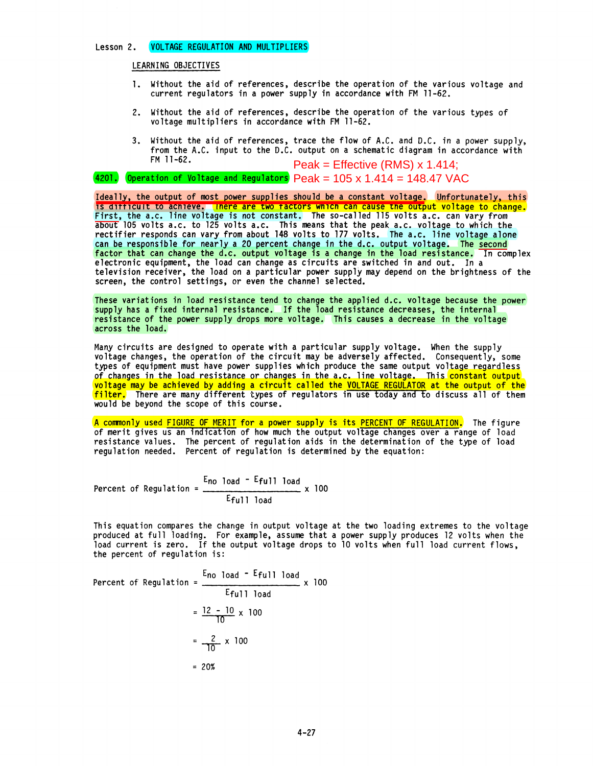Lesson 2. VOLTAGE REGULATION AND MULTIPLIERS

LEARNING OBJECTIVES

1. Without the aid of references, describe the operation of the various voltage and current regulators in a power supply in accordance with FM 11-62.

2. Without the aid of references, describe the operation of the various types of voltage multipliers in accordance with FM 11-62.

3. Without the aid of references, trace the flow of A.C. and D.C. in a power supply, from the A.C. input to the D.C. output on a schematic diagram in accordance with FM 11-62.

Peak = Effective (RMS) x 1.414;
Peak = 105 x 1.414 = 148.47 VAC

## 4201. Operation of Voltage and Regulators

Ideally, the output of most power supplies should be a constant voltage. Unfortunately, this is difficult to achieve. There are two factors which can cause the output voltage to change. First, the a.c. line voltage is not constant. The so-called 115 volts a.c. can vary from about 105 volts a.c. to 125 volts a.c. This means that the peak a.c. voltage to which the rectifier responds can vary from about 148 volts to 177 volts. The a.c. line voltage alone can be responsible for nearly a 20 percent change in the d.c. output voltage. The second factor that can change the d.c. output voltage is a change in the load resistance. In complex electronic equipment, the load can change as circuits are switched in and out. In a television receiver, the load on a particular power supply may depend on the brightness of the screen, the control settings, or even the channel selected.

These variations in load resistance tend to change the applied d.c. voltage because the power supply has a fixed internal resistance. If the load resistance decreases, the internal resistance of the power supply drops more voltage. This causes a decrease in the voltage across the load.

Many circuits are designed to operate with a particular supply voltage. When the supply voltage changes, the operation of the circuit may be adversely affected. Consequently, some types of equipment must have power supplies which produce the same output voltage regardless of changes in the load resistance or changes in the a.c. line voltage. This constant output voltage may be achieved by adding a circuit called the VOLTAGE REGULATOR at the output of the filter. There are many different types of regulators in use today and to discuss all of them would be beyond the scope of this course.

A commonly used FIGURE OF MERIT for a power supply is its PERCENT OF REGULATION. The figure of merit gives us an indication of how much the output voltage changes over a range of load resistance values. The percent of regulation aids in the determination of the type of load regulation needed. Percent of regulation is determined by the equation:

$$\text{Percent of Regulation} = \frac{E_{no\ load} - E_{full\ load}}{E_{full\ load}} \times 100$$

This equation compares the change in output voltage at the two loading extremes to the voltage produced at full loading. For example, assume that a power supply produces 12 volts when the load current is zero. If the output voltage drops to 10 volts when full load current flows, the percent of regulation is:

$$\text{Percent of Regulation} = \frac{E_{no\ load} - E_{full\ load}}{E_{full\ load}} \times 100$$

$$= \frac{12 - 10}{10} \times 100$$

$$= \frac{2}{10} \times 100$$

$$= 20\%$$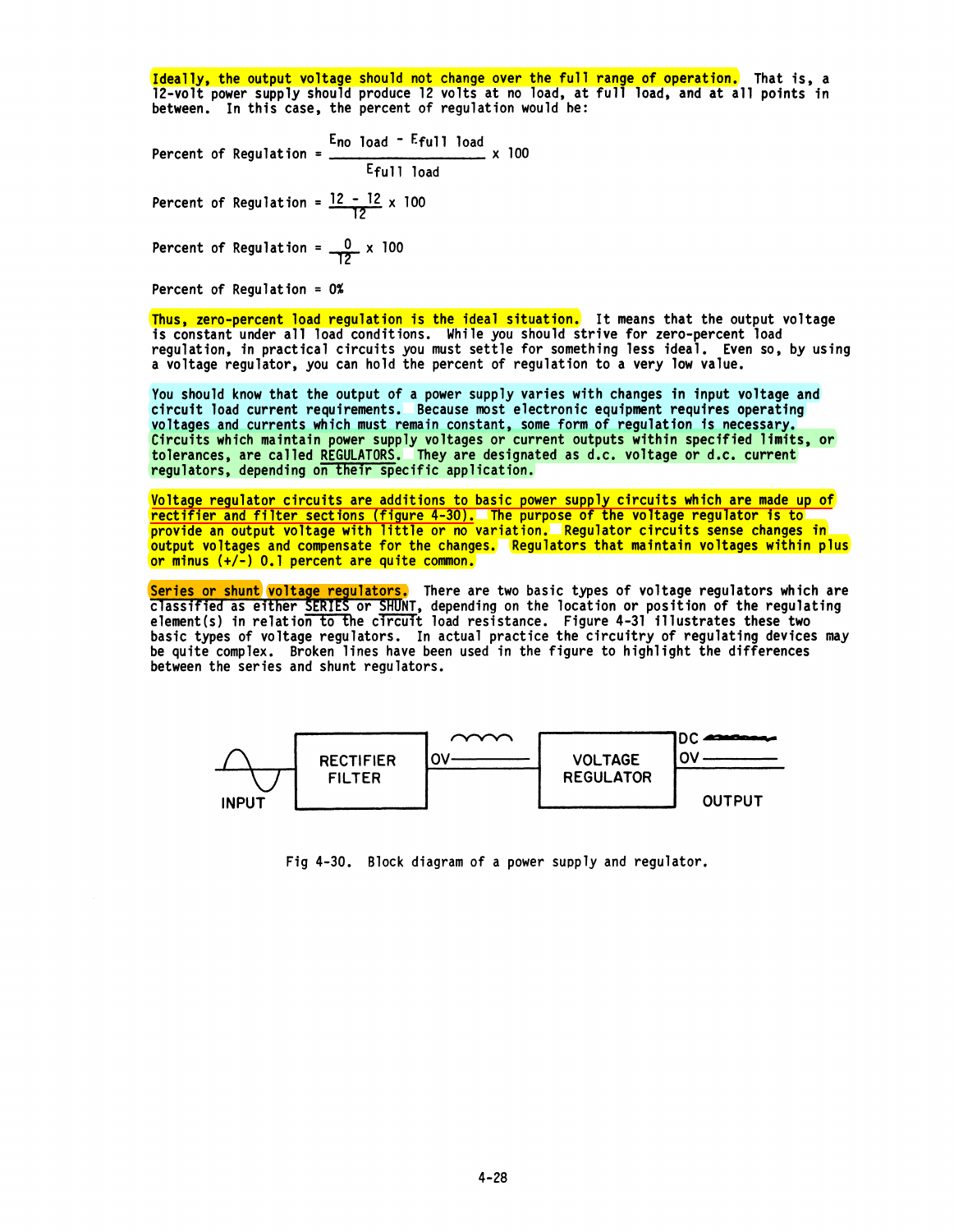Ideally, the output voltage should not change over the full range of operation. That is, a 12-volt power supply should produce 12 volts at no load, at full load, and at all points in between. In this case, the percent of regulation would be:

$$\text{Percent of Regulation} = \frac{E_{no\ load} - E_{full\ load}}{E_{full\ load}} \times 100$$

$$\text{Percent of Regulation} = \frac{12 - 12}{12} \times 100$$

$$\text{Percent of Regulation} = \frac{0}{12} \times 100$$

$$\text{Percent of Regulation} = 0\%$$

Thus, zero-percent load regulation is the ideal situation. It means that the output voltage is constant under all load conditions. While you should strive for zero-percent load regulation, in practical circuits you must settle for something less ideal. Even so, by using a voltage regulator, you can hold the percent of regulation to a very low value.

You should know that the output of a power supply varies with changes in input voltage and circuit load current requirements. Because most electronic equipment requires operating voltages and currents which must remain constant, some form of regulation is necessary. Circuits which maintain power supply voltages or current outputs within specified limits, or tolerances, are called REGULATORS. They are designated as d.c. voltage or d.c. current regulators, depending on their specific application.

Voltage regulator circuits are additions to basic power supply circuits which are made up of rectifier and filter sections (figure 4-30). The purpose of the voltage regulator is to provide an output voltage with little or no variation. Regulator circuits sense changes in output voltages and compensate for the changes. Regulators that maintain voltages within plus or minus (+/-) 0.1 percent are quite common.

**Series or shunt voltage regulators.** There are two basic types of voltage regulators which are classified as either SERIES or SHUNT, depending on the location or position of the regulating element(s) in relation to the circuit load resistance. Figure 4-31 illustrates these two basic types of voltage regulators. In actual practice the circuitry of regulating devices may be quite complex. Broken lines have been used in the figure to highlight the differences between the series and shunt regulators.

INPUT | RECTIFIER FILTER | OV | VOLTAGE REGULATOR | DC OV | OUTPUT

Fig 4-30. Block diagram of a power supply and regulator.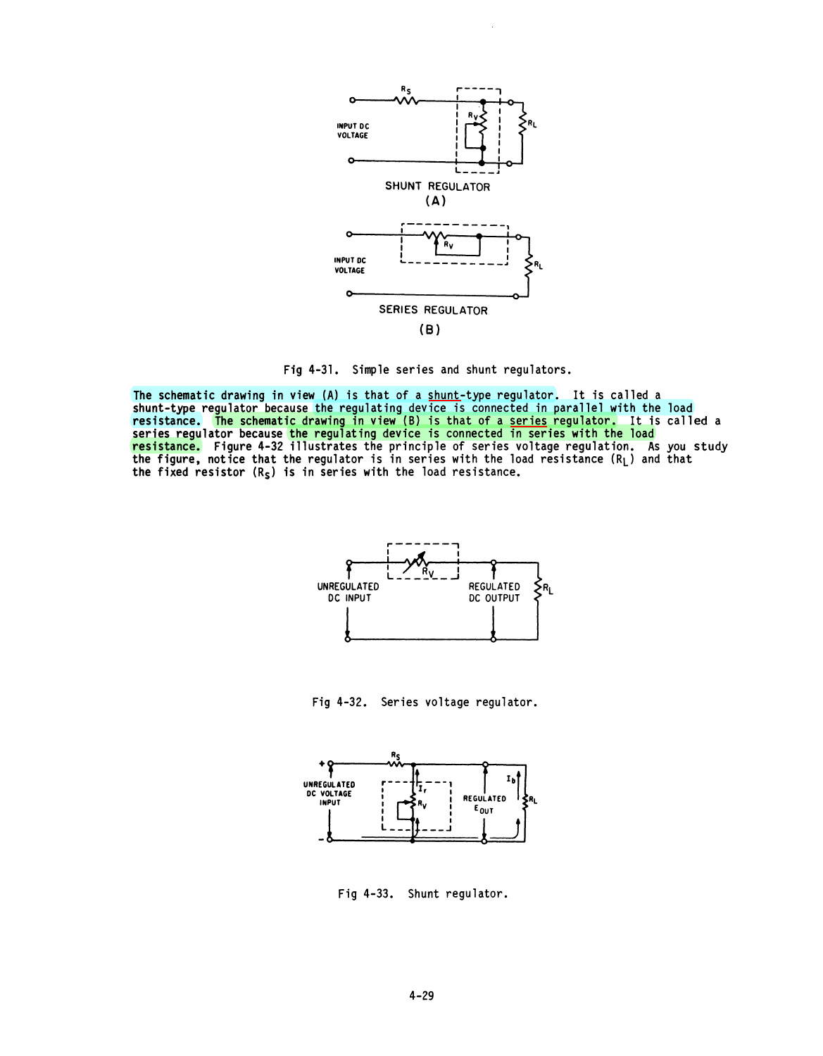Fig 4-31. Simple series and shunt regulators.

The schematic drawing in view (A) is that of a shunt-type regulator. It is called a shunt-type regulator because the regulating device is connected in parallel with the load resistance. The schematic drawing in view (B) is that of a series regulator. It is called a series regulator because the regulating device is connected in series with the load resistance. Figure 4-32 illustrates the principle of series voltage regulation. As you study the figure, notice that the regulator is in series with the load resistance ($R_L$) and that the fixed resistor ($R_S$) is in series with the load resistance.

Fig 4-32. Series voltage regulator.

Fig 4-33. Shunt regulator.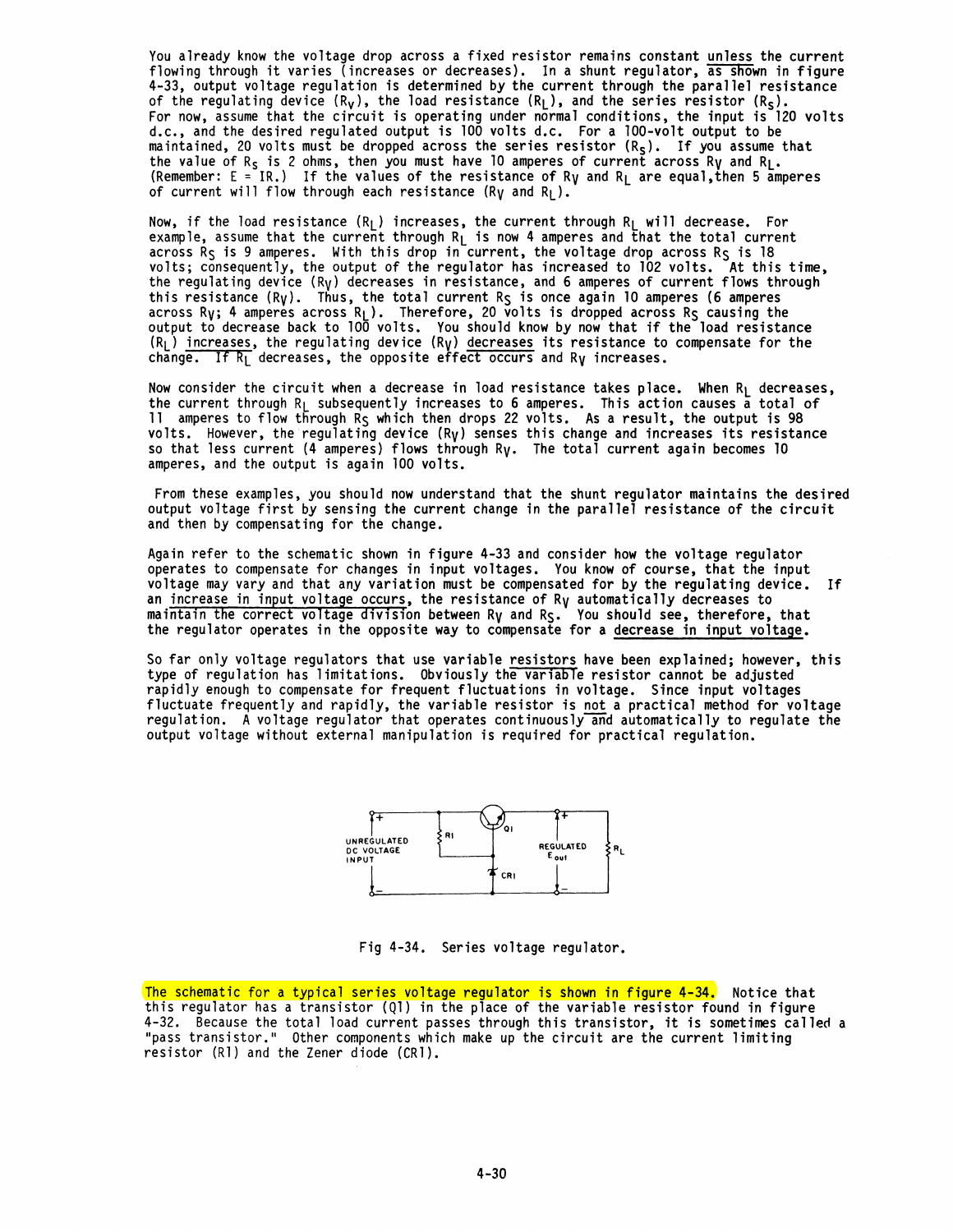You already know the voltage drop across a fixed resistor remains constant unless the current flowing through it varies (increases or decreases). In a shunt regulator, as shown in figure 4-33, output voltage regulation is determined by the current through the parallel resistance of the regulating device ($R_V$), the load resistance ($R_L$), and the series resistor ($R_S$). For now, assume that the circuit is operating under normal conditions, the input is 120 volts d.c., and the desired regulated output is 100 volts d.c. For a 100-volt output to be maintained, 20 volts must be dropped across the series resistor ($R_S$). If you assume that the value of $R_S$ is 2 ohms, then you must have 10 amperes of current across $R_V$ and $R_L$. (Remember: E = IR.) If the values of the resistance of $R_V$ and $R_L$ are equal, then 5 amperes of current will flow through each resistance ($R_V$ and $R_L$).

Now, if the load resistance ($R_L$) increases, the current through $R_L$ will decrease. For example, assume that the current through $R_L$ is now 4 amperes and that the total current across $R_S$ is 9 amperes. With this drop in current, the voltage drop across $R_S$ is 18 volts; consequently, the output of the regulator has increased to 102 volts. At this time, the regulating device ($R_V$) decreases in resistance, and 6 amperes of current flows through this resistance ($R_V$). Thus, the total current $R_S$ is once again 10 amperes (6 amperes across $R_V$; 4 amperes across $R_L$). Therefore, 20 volts is dropped across $R_S$ causing the output to decrease back to 100 volts. You should know by now that if the load resistance ($R_L$) increases, the regulating device ($R_V$) decreases its resistance to compensate for the change. If $R_L$ decreases, the opposite effect occurs and $R_V$ increases.

Now consider the circuit when a decrease in load resistance takes place. When $R_L$ decreases, the current through $R_L$ subsequently increases to 6 amperes. This action causes a total of 11 amperes to flow through $R_S$ which then drops 22 volts. As a result, the output is 98 volts. However, the regulating device ($R_V$) senses this change and increases its resistance so that less current (4 amperes) flows through $R_V$. The total current again becomes 10 amperes, and the output is again 100 volts.

From these examples, you should now understand that the shunt regulator maintains the desired output voltage first by sensing the current change in the parallel resistance of the circuit and then by compensating for the change.

Again refer to the schematic shown in figure 4-33 and consider how the voltage regulator operates to compensate for changes in input voltages. You know of course, that the input voltage may vary and that any variation must be compensated for by the regulating device. If an increase in input voltage occurs, the resistance of $R_V$ automatically decreases to maintain the correct voltage division between $R_V$ and $R_S$. You should see, therefore, that the regulator operates in the opposite way to compensate for a decrease in input voltage.

So far only voltage regulators that use variable resistors have been explained; however, this type of regulation has limitations. Obviously the variable resistor cannot be adjusted rapidly enough to compensate for frequent fluctuations in voltage. Since input voltages fluctuate frequently and rapidly, the variable resistor is not a practical method for voltage regulation. A voltage regulator that operates continuously and automatically to regulate the output voltage without external manipulation is required for practical regulation.

Fig 4-34. Series voltage regulator.

The schematic for a typical series voltage regulator is shown in figure 4-34. Notice that this regulator has a transistor (Q1) in the place of the variable resistor found in figure 4-32. Because the total load current passes through this transistor, it is sometimes called a "pass transistor." Other components which make up the circuit are the current limiting resistor (R1) and the Zener diode (CR1).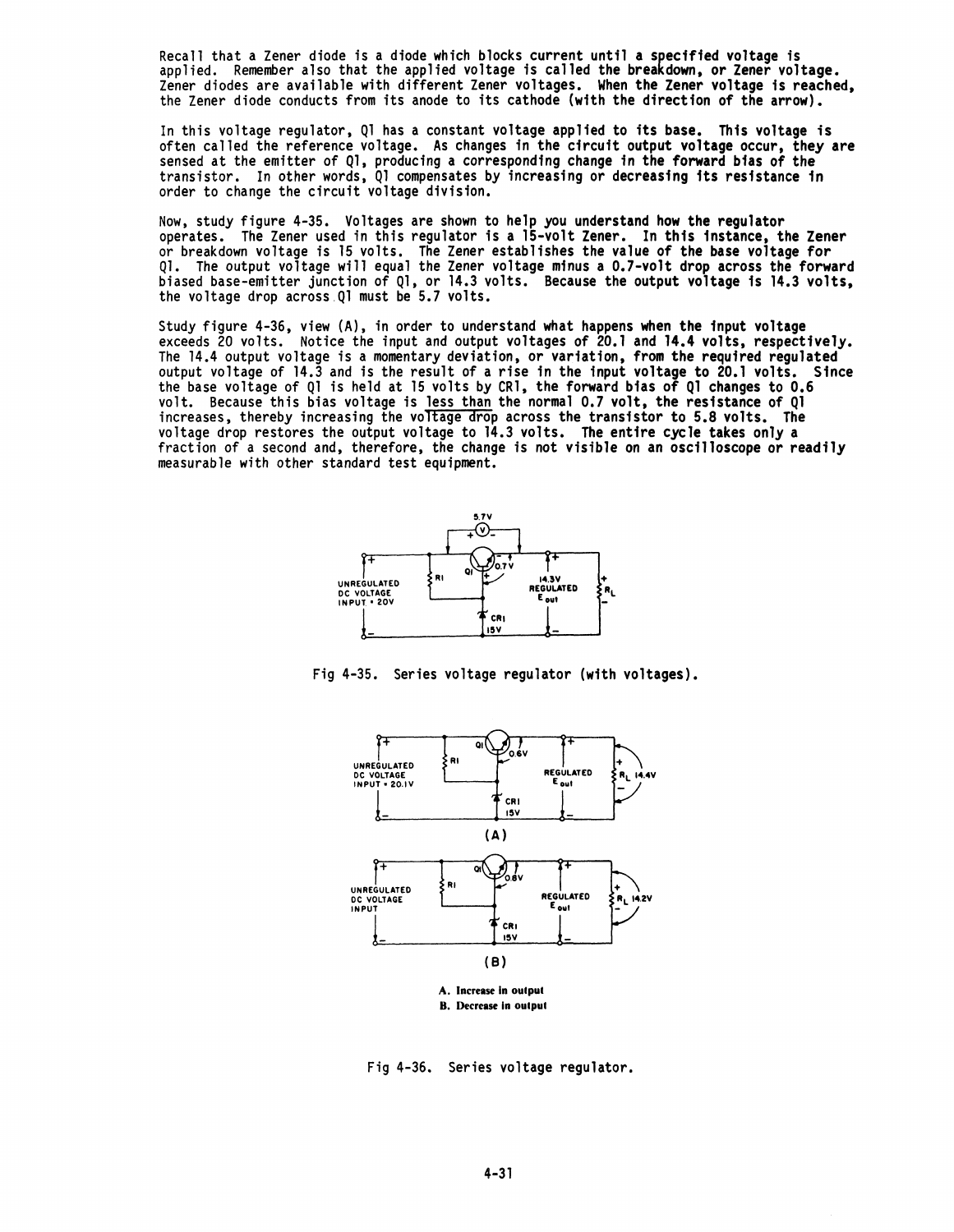Recall that a Zener diode is a diode which blocks current until a specified voltage is applied. Remember also that the applied voltage is called the breakdown, or Zener voltage. Zener diodes are available with different Zener voltages. When the Zener voltage is reached, the Zener diode conducts from its anode to its cathode (with the direction of the arrow).

In this voltage regulator, Q1 has a constant voltage applied to its base. This voltage is often called the reference voltage. As changes in the circuit output voltage occur, they are sensed at the emitter of Q1, producing a corresponding change in the forward bias of the transistor. In other words, Q1 compensates by increasing or decreasing its resistance in order to change the circuit voltage division.

Now, study figure 4-35. Voltages are shown to help you understand how the regulator operates. The Zener used in this regulator is a 15-volt Zener. In this instance, the Zener or breakdown voltage is 15 volts. The Zener establishes the value of the base voltage for Q1. The output voltage will equal the Zener voltage minus a 0.7-volt drop across the forward biased base-emitter junction of Q1, or 14.3 volts. Because the output voltage is 14.3 volts, the voltage drop across Q1 must be 5.7 volts.

Study figure 4-36, view (A), in order to understand what happens when the input voltage exceeds 20 volts. Notice the input and output voltages of 20.1 and 14.4 volts, respectively. The 14.4 output voltage is a momentary deviation, or variation, from the required regulated output voltage of 14.3 and is the result of a rise in the input voltage to 20.1 volts. Since the base voltage of Q1 is held at 15 volts by CR1, the forward bias of Q1 changes to 0.6 volt. Because this bias voltage is less than the normal 0.7 volt, the resistance of Q1 increases, thereby increasing the voltage drop across the transistor to 5.8 volts. The voltage drop restores the output voltage to 14.3 volts. The entire cycle takes only a fraction of a second and, therefore, the change is not visible on an oscilloscope or readily measurable with other standard test equipment.

Fig 4-35. Series voltage regulator (with voltages).

(A)

(B)

A. Increase in output
B. Decrease in output

Fig 4-36. Series voltage regulator.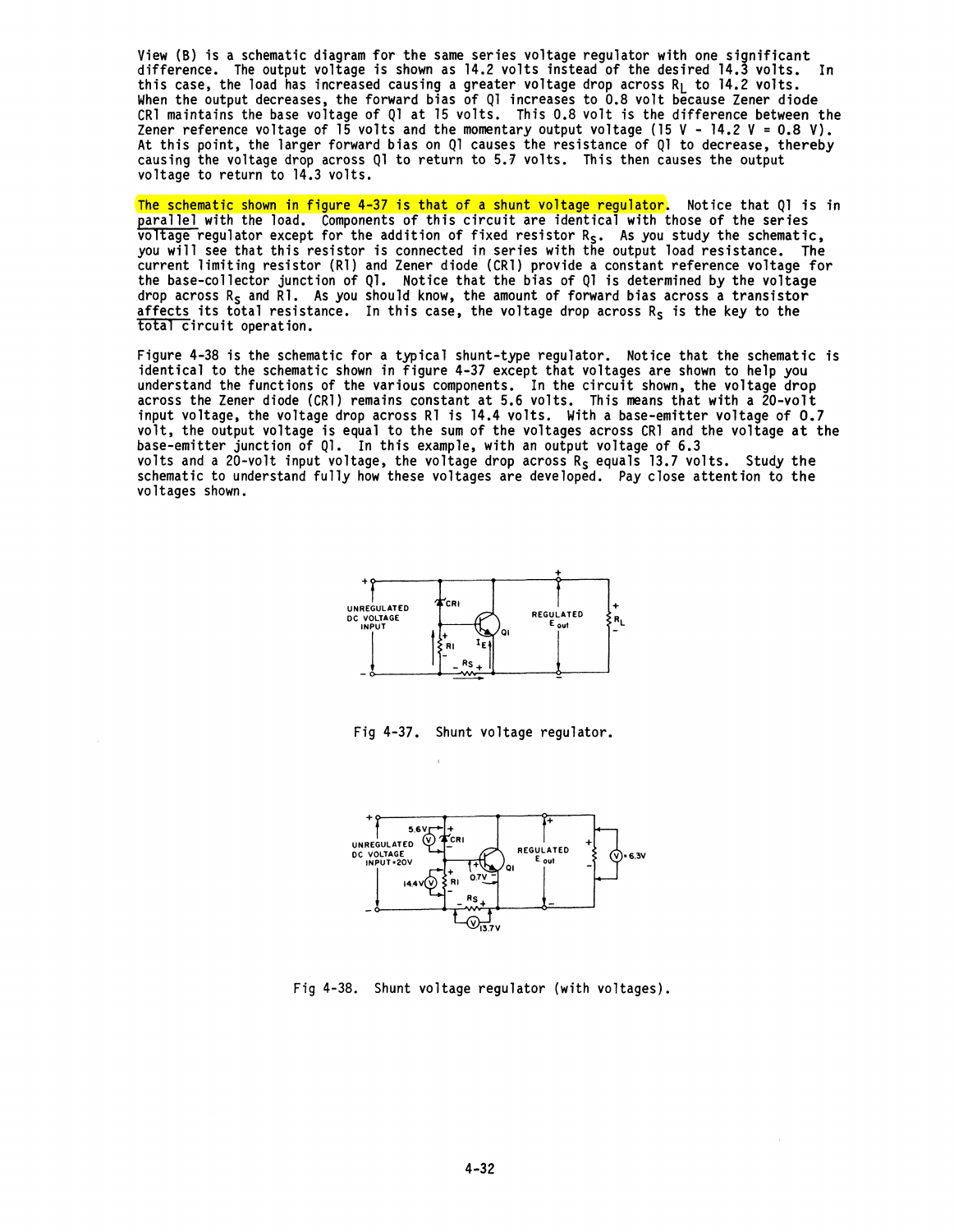View (B) is a schematic diagram for the same series voltage regulator with one significant difference. The output voltage is shown as 14.2 volts instead of the desired 14.3 volts. In this case, the load has increased causing a greater voltage drop across $R_L$ to 14.2 volts. When the output decreases, the forward bias of Q1 increases to 0.8 volt because Zener diode CR1 maintains the base voltage of Q1 at 15 volts. This 0.8 volt is the difference between the Zener reference voltage of 15 volts and the momentary output voltage (15 V - 14.2 V = 0.8 V). At this point, the larger forward bias on Q1 causes the resistance of Q1 to decrease, thereby causing the voltage drop across Q1 to return to 5.7 volts. This then causes the output voltage to return to 14.3 volts.

The schematic shown in figure 4-37 is that of a shunt voltage regulator. Notice that Q1 is in parallel with the load. Components of this circuit are identical with those of the series voltage regulator except for the addition of fixed resistor $R_S$. As you study the schematic, you will see that this resistor is connected in series with the output load resistance. The current limiting resistor (R1) and Zener diode (CR1) provide a constant reference voltage for the base-collector junction of Q1. Notice that the bias of Q1 is determined by the voltage drop across $R_S$ and R1. As you should know, the amount of forward bias across a transistor affects its total resistance. In this case, the voltage drop across $R_S$ is the key to the total circuit operation.

Figure 4-38 is the schematic for a typical shunt-type regulator. Notice that the schematic is identical to the schematic shown in figure 4-37 except that voltages are shown to help you understand the functions of the various components. In the circuit shown, the voltage drop across the Zener diode (CR1) remains constant at 5.6 volts. This means that with a 20-volt input voltage, the voltage drop across R1 is 14.4 volts. With a base-emitter voltage of 0.7 volt, the output voltage is equal to the sum of the voltages across CR1 and the voltage at the base-emitter junction of Q1. In this example, with an output voltage of 6.3 volts and a 20-volt input voltage, the voltage drop across $R_S$ equals 13.7 volts. Study the schematic to understand fully how these voltages are developed. Pay close attention to the voltages shown.

Fig 4-37. Shunt voltage regulator.

Fig 4-38. Shunt voltage regulator (with voltages).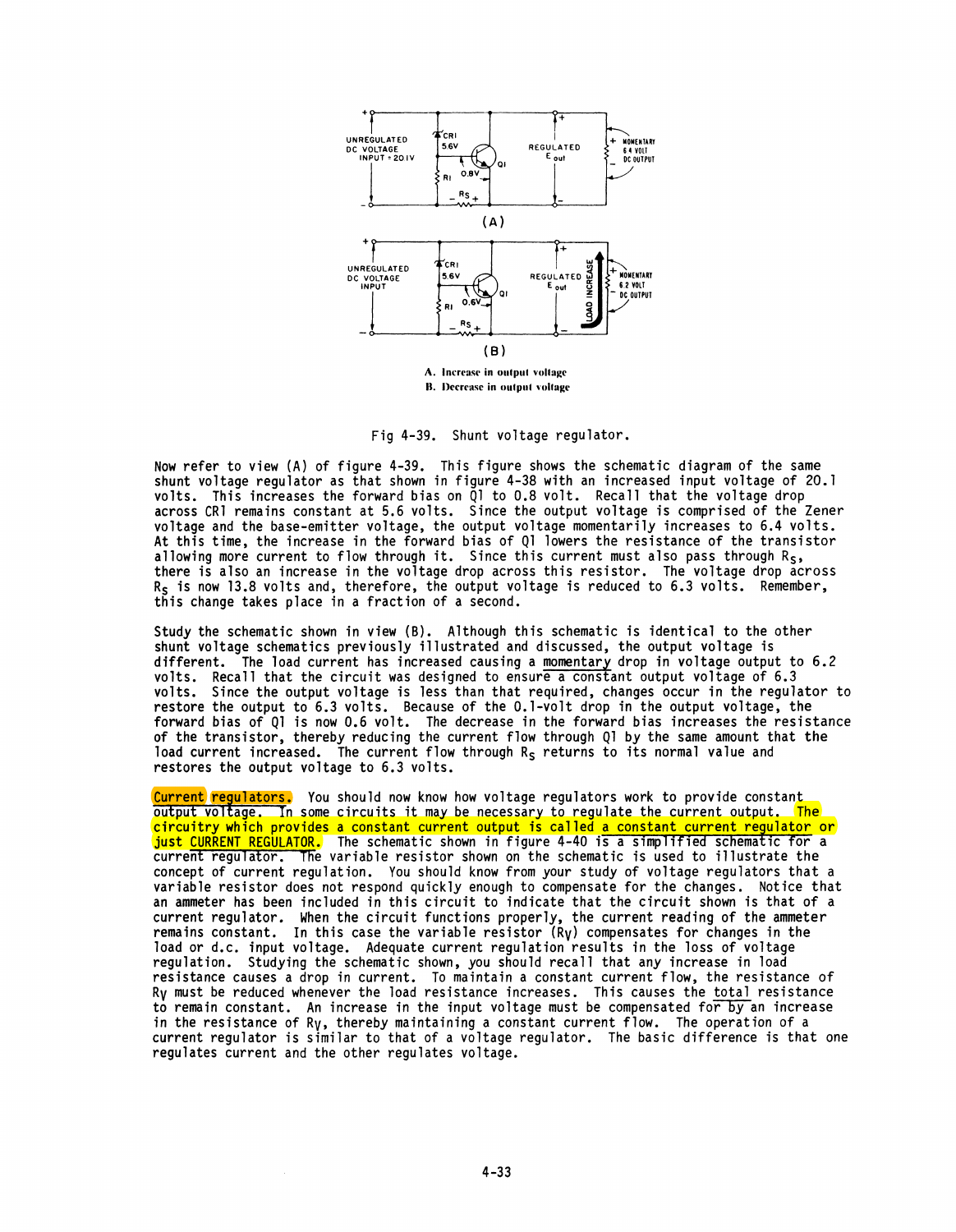A. Increase in output voltage
B. Decrease in output voltage

Fig 4-39. Shunt voltage regulator.

Now refer to view (A) of figure 4-39. This figure shows the schematic diagram of the same shunt voltage regulator as that shown in figure 4-38 with an increased input voltage of 20.1 volts. This increases the forward bias on Q1 to 0.8 volt. Recall that the voltage drop across CR1 remains constant at 5.6 volts. Since the output voltage is comprised of the Zener voltage and the base-emitter voltage, the output voltage momentarily increases to 6.4 volts. At this time, the increase in the forward bias of Q1 lowers the resistance of the transistor allowing more current to flow through it. Since this current must also pass through $R_S$, there is also an increase in the voltage drop across this resistor. The voltage drop across $R_S$ is now 13.8 volts and, therefore, the output voltage is reduced to 6.3 volts. Remember, this change takes place in a fraction of a second.

Study the schematic shown in view (B). Although this schematic is identical to the other shunt voltage schematics previously illustrated and discussed, the output voltage is different. The load current has increased causing a momentary drop in voltage output to 6.2 volts. Recall that the circuit was designed to ensure a constant output voltage of 6.3 volts. Since the output voltage is less than that required, changes occur in the regulator to restore the output to 6.3 volts. Because of the 0.1-volt drop in the output voltage, the forward bias of Q1 is now 0.6 volt. The decrease in the forward bias increases the resistance of the transistor, thereby reducing the current flow through Q1 by the same amount that the load current increased. The current flow through $R_S$ returns to its normal value and restores the output voltage to 6.3 volts.

**Current regulators.** You should now know how voltage regulators work to provide constant output voltage. In some circuits it may be necessary to regulate the current output. The circuitry which provides a constant current output is called a constant current regulator or just CURRENT REGULATOR. The schematic shown in figure 4-40 is a simplified schematic for a current regulator. The variable resistor shown on the schematic is used to illustrate the concept of current regulation. You should know from your study of voltage regulators that a variable resistor does not respond quickly enough to compensate for the changes. Notice that an ammeter has been included in this circuit to indicate that the circuit shown is that of a current regulator. When the circuit functions properly, the current reading of the ammeter remains constant. In this case the variable resistor ($R_V$) compensates for changes in the load or d.c. input voltage. Adequate current regulation results in the loss of voltage regulation. Studying the schematic shown, you should recall that any increase in load resistance causes a drop in current. To maintain a constant current flow, the resistance of $R_V$ must be reduced whenever the load resistance increases. This causes the total resistance to remain constant. An increase in the input voltage must be compensated for by an increase in the resistance of $R_V$, thereby maintaining a constant current flow. The operation of a current regulator is similar to that of a voltage regulator. The basic difference is that one regulates current and the other regulates voltage.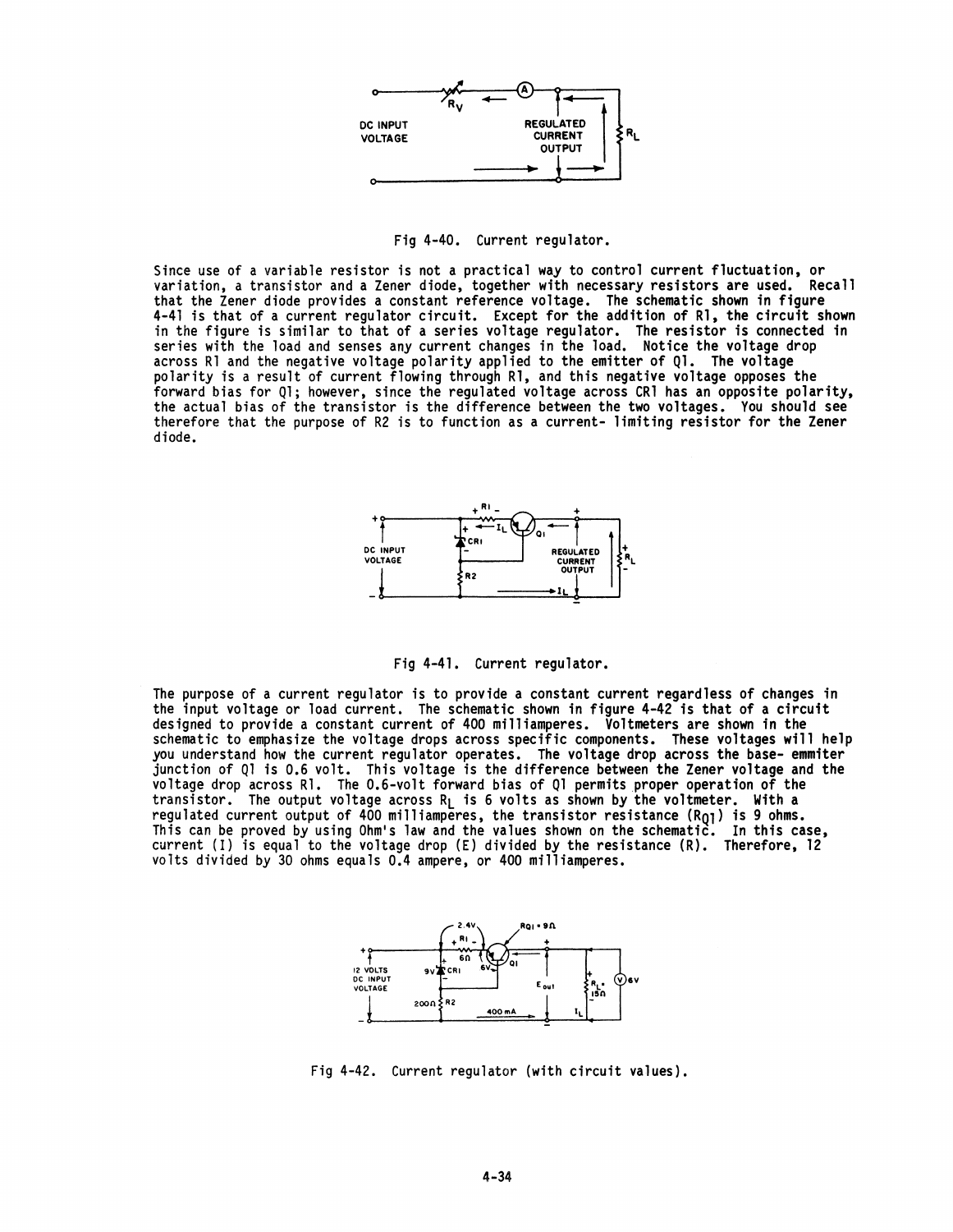Fig 4-40. Current regulator.

Since use of a variable resistor is not a practical way to control current fluctuation, or variation, a transistor and a Zener diode, together with necessary resistors are used. Recall that the Zener diode provides a constant reference voltage. The schematic shown in figure 4-41 is that of a current regulator circuit. Except for the addition of R1, the circuit shown in the figure is similar to that of a series voltage regulator. The resistor is connected in series with the load and senses any current changes in the load. Notice the voltage drop across R1 and the negative voltage polarity applied to the emitter of Q1. The voltage polarity is a result of current flowing through R1, and this negative voltage opposes the forward bias for Q1; however, since the regulated voltage across CR1 has an opposite polarity, the actual bias of the transistor is the difference between the two voltages. You should see therefore that the purpose of R2 is to function as a current- limiting resistor for the Zener diode.

Fig 4-41. Current regulator.

The purpose of a current regulator is to provide a constant current regardless of changes in the input voltage or load current. The schematic shown in figure 4-42 is that of a circuit designed to provide a constant current of 400 milliamperes. Voltmeters are shown in the schematic to emphasize the voltage drops across specific components. These voltages will help you understand how the current regulator operates. The voltage drop across the base- emmiter junction of Q1 is 0.6 volt. This voltage is the difference between the Zener voltage and the voltage drop across R1. The 0.6-volt forward bias of Q1 permits proper operation of the transistor. The output voltage across $R_L$ is 6 volts as shown by the voltmeter. With a regulated current output of 400 milliamperes, the transistor resistance ($R_{Q1}$) is 9 ohms. This can be proved by using Ohm's law and the values shown on the schematic. In this case, current (I) is equal to the voltage drop (E) divided by the resistance (R). Therefore, 12 volts divided by 30 ohms equals 0.4 ampere, or 400 milliamperes.

Fig 4-42. Current regulator (with circuit values).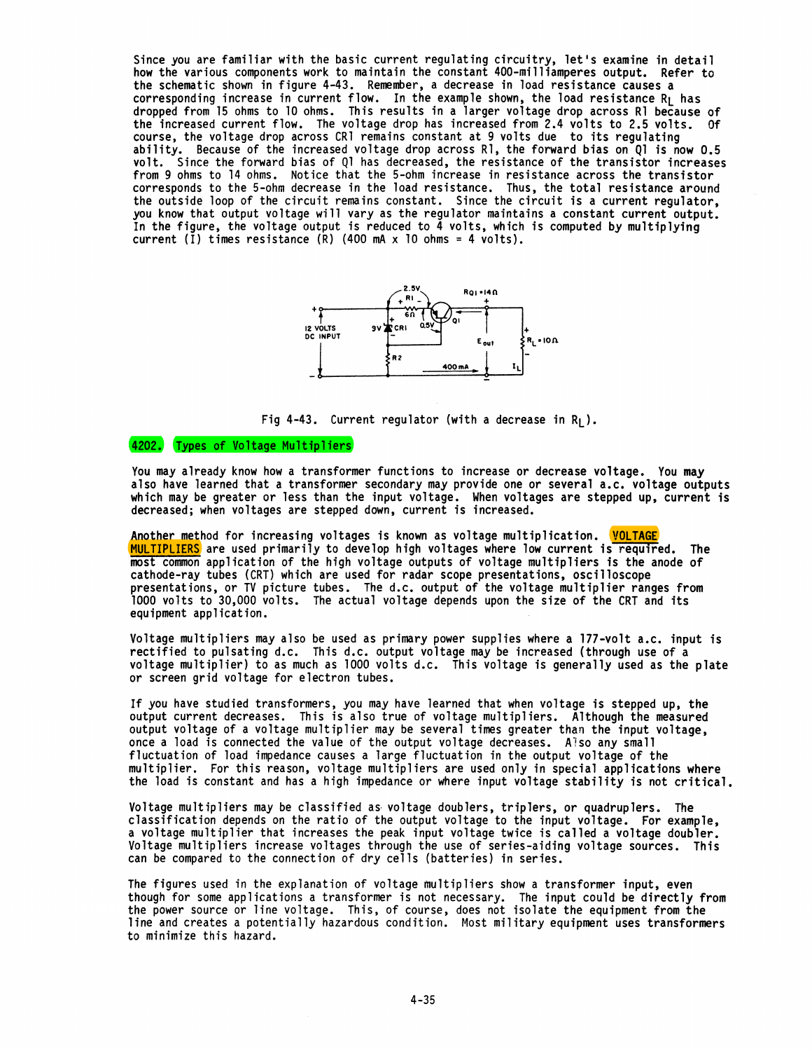Since you are familiar with the basic current regulating circuitry, let's examine in detail how the various components work to maintain the constant 400-milliamperes output. Refer to the schematic shown in figure 4-43. Remember, a decrease in load resistance causes a corresponding increase in current flow. In the example shown, the load resistance $R_L$ has dropped from 15 ohms to 10 ohms. This results in a larger voltage drop across R1 because of the increased current flow. The voltage drop has increased from 2.4 volts to 2.5 volts. Of course, the voltage drop across CR1 remains constant at 9 volts due to its regulating ability. Because of the increased voltage drop across R1, the forward bias on Q1 is now 0.5 volt. Since the forward bias of Q1 has decreased, the resistance of the transistor increases from 9 ohms to 14 ohms. Notice that the 5-ohm increase in resistance across the transistor corresponds to the 5-ohm decrease in the load resistance. Thus, the total resistance around the outside loop of the circuit remains constant. Since the circuit is a current regulator, you know that output voltage will vary as the regulator maintains a constant current output. In the figure, the voltage output is reduced to 4 volts, which is computed by multiplying current (I) times resistance (R) (400 mA x 10 ohms = 4 volts).

Fig 4-43. Current regulator (with a decrease in $R_L$).

## 4202. Types of Voltage Multipliers

You may already know how a transformer functions to increase or decrease voltage. You may also have learned that a transformer secondary may provide one or several a.c. voltage outputs which may be greater or less than the input voltage. When voltages are stepped up, current is decreased; when voltages are stepped down, current is increased.

Another method for increasing voltages is known as voltage multiplication. VOLTAGE MULTIPLIERS are used primarily to develop high voltages where low current is required. The most common application of the high voltage outputs of voltage multipliers is the anode of cathode-ray tubes (CRT) which are used for radar scope presentations, oscilloscope presentations, or TV picture tubes. The d.c. output of the voltage multiplier ranges from 1000 volts to 30,000 volts. The actual voltage depends upon the size of the CRT and its equipment application.

Voltage multipliers may also be used as primary power supplies where a 177-volt a.c. input is rectified to pulsating d.c. This d.c. output voltage may be increased (through use of a voltage multiplier) to as much as 1000 volts d.c. This voltage is generally used as the plate or screen grid voltage for electron tubes.

If you have studied transformers, you may have learned that when voltage is stepped up, the output current decreases. This is also true of voltage multipliers. Although the measured output voltage of a voltage multiplier may be several times greater than the input voltage, once a load is connected the value of the output voltage decreases. Also any small fluctuation of load impedance causes a large fluctuation in the output voltage of the multiplier. For this reason, voltage multipliers are used only in special applications where the load is constant and has a high impedance or where input voltage stability is not critical.

Voltage multipliers may be classified as voltage doublers, triplers, or quadruplers. The classification depends on the ratio of the output voltage to the input voltage. For example, a voltage multiplier that increases the peak input voltage twice is called a voltage doubler. Voltage multipliers increase voltages through the use of series-aiding voltage sources. This can be compared to the connection of dry cells (batteries) in series.

The figures used in the explanation of voltage multipliers show a transformer input, even though for some applications a transformer is not necessary. The input could be directly from the power source or line voltage. This, of course, does not isolate the equipment from the line and creates a potentially hazardous condition. Most military equipment uses transformers to minimize this hazard.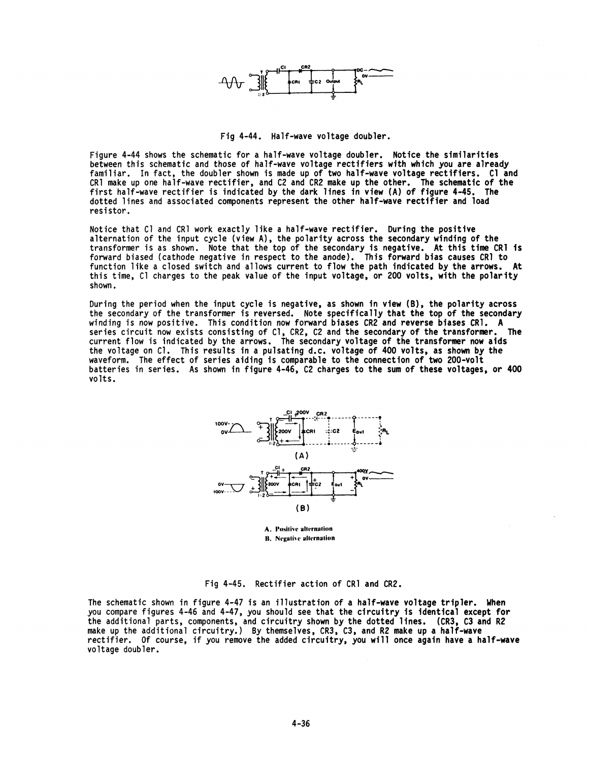Fig 4-44. Half-wave voltage doubler.

Figure 4-44 shows the schematic for a half-wave voltage doubler. Notice the similarities between this schematic and those of half-wave voltage rectifiers with which you are already familiar. In fact, the doubler shown is made up of two half-wave voltage rectifiers. C1 and CR1 make up one half-wave rectifier, and C2 and CR2 make up the other. The schematic of the first half-wave rectifier is indicated by the dark lines in view (A) of figure 4-45. The dotted lines and associated components represent the other half-wave rectifier and load resistor.

Notice that C1 and CR1 work exactly like a half-wave rectifier. During the positive alternation of the input cycle (view A), the polarity across the secondary winding of the transformer is as shown. Note that the top of the secondary is negative. At this time CR1 is forward biased (cathode negative in respect to the anode). This forward bias causes CR1 to function like a closed switch and allows current to flow the path indicated by the arrows. At this time, C1 charges to the peak value of the input voltage, or 200 volts, with the polarity shown.

During the period when the input cycle is negative, as shown in view (B), the polarity across the secondary of the transformer is reversed. Note specifically that the top of the secondary winding is now positive. This condition now forward biases CR2 and reverse biases CR1. A series circuit now exists consisting of C1, CR2, C2 and the secondary of the transformer. The current flow is indicated by the arrows. The secondary voltage of the transformer now aids the voltage on C1. This results in a pulsating d.c. voltage of 400 volts, as shown by the waveform. The effect of series aiding is comparable to the connection of two 200-volt batteries in series. As shown in figure 4-46, C2 charges to the sum of these voltages, or 400 volts.

A. Positive alternation
B. Negative alternation

Fig 4-45. Rectifier action of CR1 and CR2.

The schematic shown in figure 4-47 is an illustration of a half-wave voltage tripler. When you compare figures 4-46 and 4-47, you should see that the circuitry is identical except for the additional parts, components, and circuitry shown by the dotted lines. (CR3, C3 and R2 make up the additional circuitry.) By themselves, CR3, C3, and R2 make up a half-wave rectifier. Of course, if you remove the added circuitry, you will once again have a half-wave voltage doubler.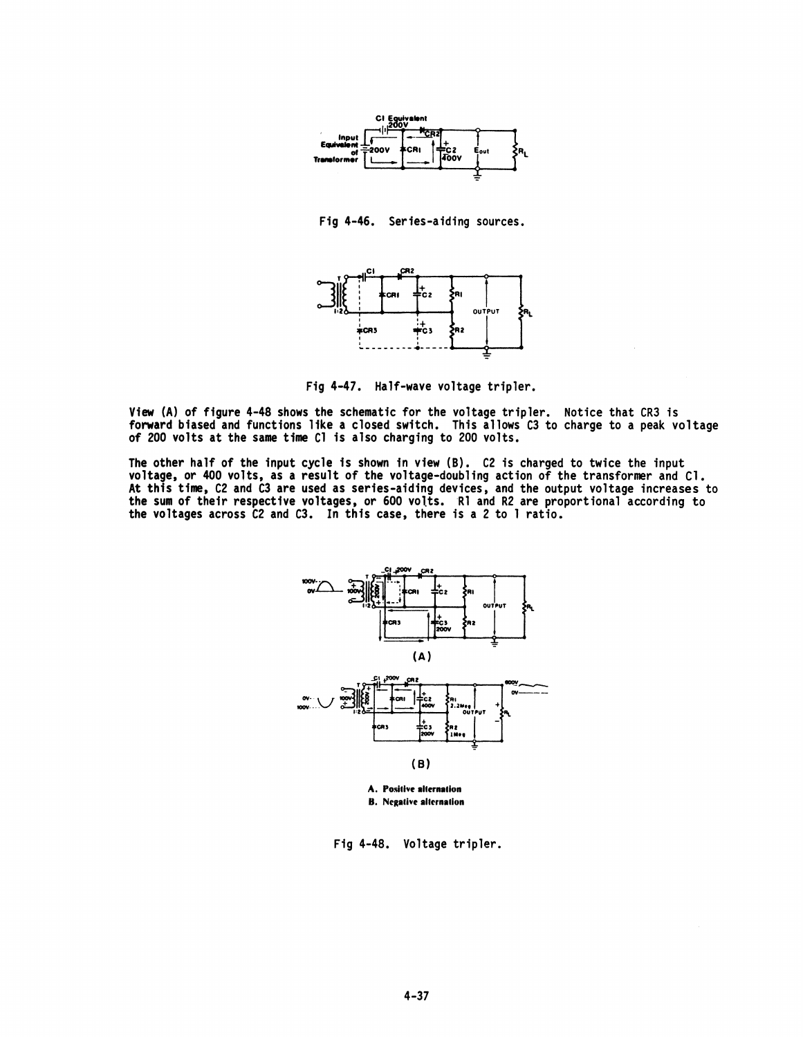Fig 4-46. Series-aiding sources.

Fig 4-47. Half-wave voltage tripler.

View (A) of figure 4-48 shows the schematic for the voltage tripler. Notice that CR3 is forward biased and functions like a closed switch. This allows C3 to charge to a peak voltage of 200 volts at the same time C1 is also charging to 200 volts.

The other half of the input cycle is shown in view (B). C2 is charged to twice the input voltage, or 400 volts, as a result of the voltage-doubling action of the transformer and C1. At this time, C2 and C3 are used as series-aiding devices, and the output voltage increases to the sum of their respective voltages, or 600 volts. R1 and R2 are proportional according to the voltages across C2 and C3. In this case, there is a 2 to 1 ratio.

A. Positive alternation
B. Negative alternation

Fig 4-48. Voltage tripler.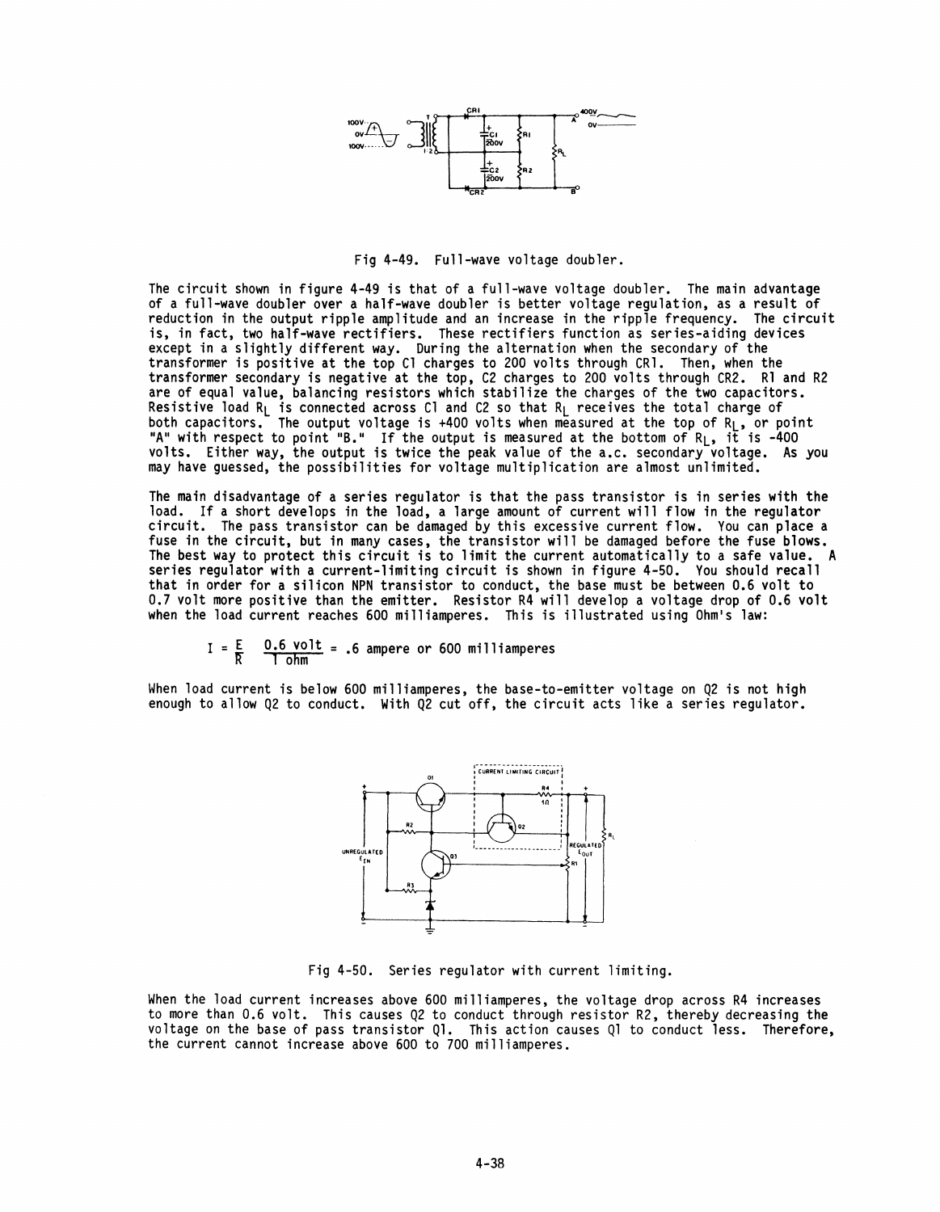Fig 4-49. Full-wave voltage doubler.

The circuit shown in figure 4-49 is that of a full-wave voltage doubler. The main advantage of a full-wave doubler over a half-wave doubler is better voltage regulation, as a result of reduction in the output ripple amplitude and an increase in the ripple frequency. The circuit is, in fact, two half-wave rectifiers. These rectifiers function as series-aiding devices except in a slightly different way. During the alternation when the secondary of the transformer is positive at the top C1 charges to 200 volts through CR1. Then, when the transformer secondary is negative at the top, C2 charges to 200 volts through CR2. R1 and R2 are of equal value, balancing resistors which stabilize the charges of the two capacitors. Resistive load $R_L$ is connected across C1 and C2 so that $R_L$ receives the total charge of both capacitors. The output voltage is +400 volts when measured at the top of $R_L$, or point "A" with respect to point "B." If the output is measured at the bottom of $R_L$, it is -400 volts. Either way, the output is twice the peak value of the a.c. secondary voltage. As you may have guessed, the possibilities for voltage multiplication are almost unlimited.

The main disadvantage of a series regulator is that the pass transistor is in series with the load. If a short develops in the load, a large amount of current will flow in the regulator circuit. The pass transistor can be damaged by this excessive current flow. You can place a fuse in the circuit, but in many cases, the transistor will be damaged before the fuse blows. The best way to protect this circuit is to limit the current automatically to a safe value. A series regulator with a current-limiting circuit is shown in figure 4-50. You should recall that in order for a silicon NPN transistor to conduct, the base must be between 0.6 volt to 0.7 volt more positive than the emitter. Resistor R4 will develop a voltage drop of 0.6 volt when the load current reaches 600 milliamperes. This is illustrated using Ohm's law:

$$I = \frac{E}{R} \quad \frac{0.6 \text{ volt}}{1 \text{ ohm}} = .6 \text{ ampere or } 600 \text{ milliamperes}$$

When load current is below 600 milliamperes, the base-to-emitter voltage on Q2 is not high enough to allow Q2 to conduct. With Q2 cut off, the circuit acts like a series regulator.

Fig 4-50. Series regulator with current limiting.

When the load current increases above 600 milliamperes, the voltage drop across R4 increases to more than 0.6 volt. This causes Q2 to conduct through resistor R2, thereby decreasing the voltage on the base of pass transistor Q1. This action causes Q1 to conduct less. Therefore, the current cannot increase above 600 to 700 milliamperes.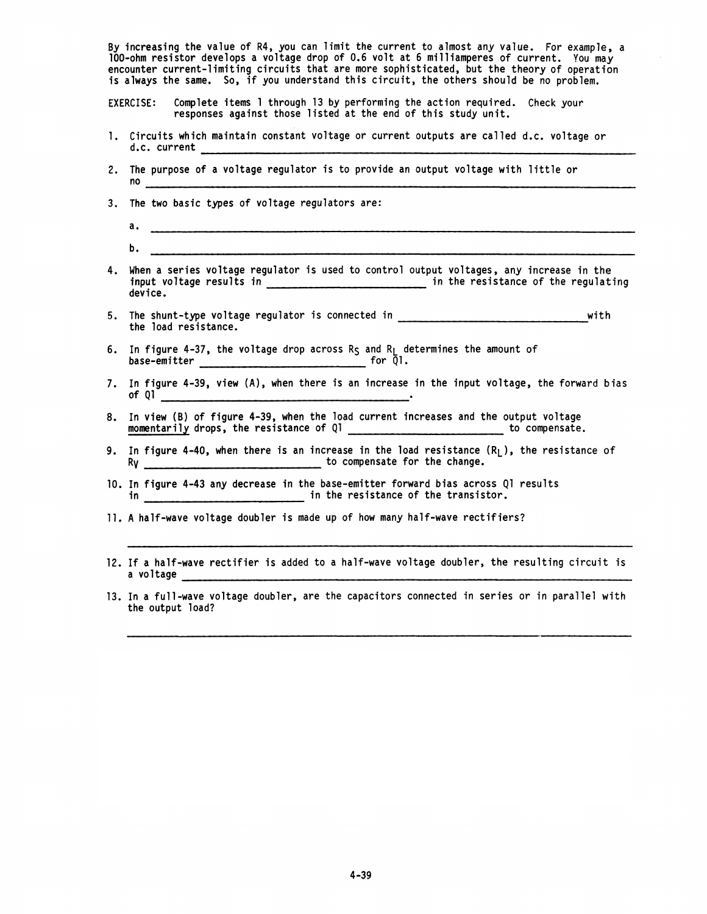By increasing the value of R4, you can limit the current to almost any value. For example, a 100-ohm resistor develops a voltage drop of 0.6 volt at 6 milliamperes of current. You may encounter current-limiting circuits that are more sophisticated, but the theory of operation is always the same. So, if you understand this circuit, the others should be no problem.

EXERCISE: Complete items 1 through 13 by performing the action required. Check your responses against those listed at the end of this study unit.

1. Circuits which maintain constant voltage or current outputs are called d.c. voltage or d.c. current ____________________

2. The purpose of a voltage regulator is to provide an output voltage with little or no ____________________

3. The two basic types of voltage regulators are:

   a. ____________________

   b. ____________________

4. When a series voltage regulator is used to control output voltages, any increase in the input voltage results in ____________________ in the resistance of the regulating device.

5. The shunt-type voltage regulator is connected in ____________________ with the load resistance.

6. In figure 4-37, the voltage drop across $R_S$ and $R_L$ determines the amount of base-emitter ____________________ for Q1.

7. In figure 4-39, view (A), when there is an increase in the input voltage, the forward bias of Q1 ____________________.

8. In view (B) of figure 4-39, when the load current increases and the output voltage <u>momentarily</u> drops, the resistance of Q1 ____________________ to compensate.

9. In figure 4-40, when there is an increase in the load resistance ($R_L$), the resistance of $R_V$ ____________________ to compensate for the change.

10. In figure 4-43 any decrease in the base-emitter forward bias across Q1 results in ____________________ in the resistance of the transistor.

11. A half-wave voltage doubler is made up of how many half-wave rectifiers?

    ____________________

12. If a half-wave rectifier is added to a half-wave voltage doubler, the resulting circuit is a voltage ____________________

13. In a full-wave voltage doubler, are the capacitors connected in series or in parallel with the output load?

    ____________________